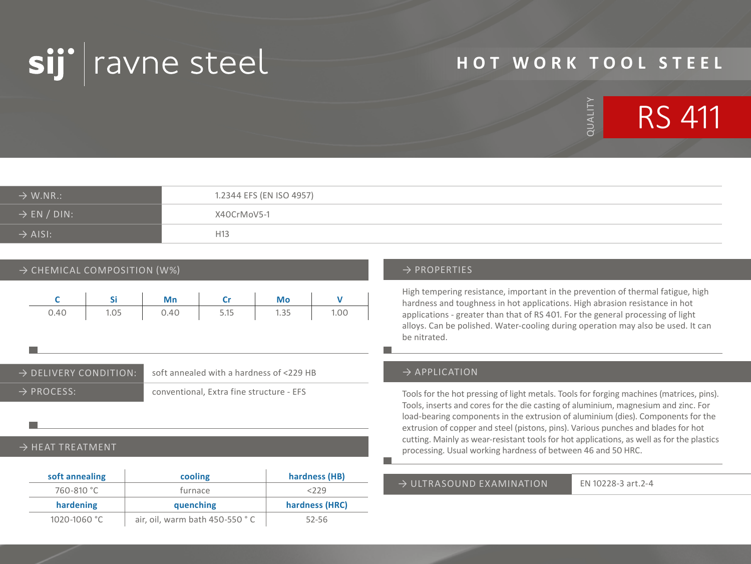sij | ravne steel

# HOT WORK TOOL STEEL

QUALITY **RS 411**

| → W.NR.: | 1.2344 EFS (EN ISO 4957) |
|---|---|
| → EN / DIN: | X40CrMoV5-1 |
| → AISI: | H13 |

## → CHEMICAL COMPOSITION (W%)

| C | Si | Mn | Cr | Mo | V |
|---|---|---|---|---|---|
| 0.40 | 1.05 | 0.40 | 5.15 | 1.35 | 1.00 |

| → DELIVERY CONDITION: | soft annealed with a hardness of <229 HB |
|---|---|
| → PROCESS: | conventional, Extra fine structure - EFS |

## → HEAT TREATMENT

| soft annealing | cooling | hardness (HB) |
|---|---|---|
| 760-810 °C | furnace | <229 |
| **hardening** | **quenching** | **hardness (HRC)** |
| 1020-1060 °C | air, oil, warm bath 450-550 ° C | 52-56 |

## → PROPERTIES

High tempering resistance, important in the prevention of thermal fatigue, high hardness and toughness in hot applications. High abrasion resistance in hot applications - greater than that of RS 401. For the general processing of light alloys. Can be polished. Water-cooling during operation may also be used. It can be nitrated.

## → APPLICATION

Tools for the hot pressing of light metals. Tools for forging machines (matrices, pins). Tools, inserts and cores for the die casting of aluminium, magnesium and zinc. For load-bearing components in the extrusion of aluminium (dies). Components for the extrusion of copper and steel (pistons, pins). Various punches and blades for hot cutting. Mainly as wear-resistant tools for hot applications, as well as for the plastics processing. Usual working hardness of between 46 and 50 HRC.

| → ULTRASOUND EXAMINATION | EN 10228-3 art.2-4 |
|---|---|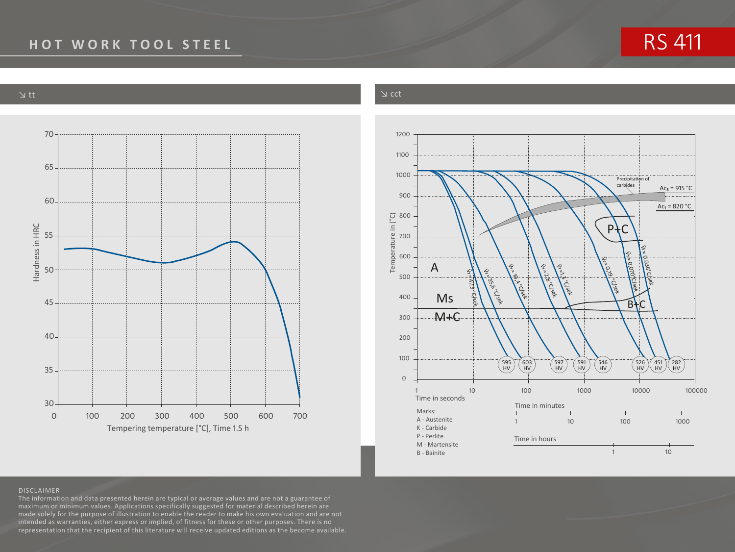# HOT WORK TOOL STEEL

# RS 411

## ↘ tt

Hardness in HRC

70
65
60
55
50
45
40
35
30

0 100 200 300 400 500 600 700

Tempering temperature [°C], Time 1.5 h

## ↘ cct

Temperature in (°C)

1200
1100
1000
900
800
700
600
500
400
300
200
100
0

Precipitation of carbides

$Ac_3$ = 915 °C

$Ac_1$ = 820 °C

P+C

A

Ms

M+C

B+C

$V_H$=47,3 °C/sek

$V_H$=35,6 °C/sek

$V_H$= 10,4 °C/sek

$V_H$= 2,8 °C/sek

$V_H$=1,3 °C/sek

$V_H$= 0,19 °C/sek

$V_H$= 0,070 °C/sek

$V_H$= 0,036 °C/sek

595 HV, 603 HV, 597 HV, 591 HV, 546 HV, 526 HV, 451 HV, 282 HV

1 10 100 1000 10000 100000

Time in seconds

Time in minutes

1 10 100 1000

Time in hours

1 10

Marks:
A - Austenite
K - Carbide
P - Perlite
M - Martensite
B - Bainite

DISCLAIMER
The information and data presented herein are typical or average values and are not a guarantee of maximum or minimum values. Applications specifically suggested for material described herein are made solely for the purpose of illustration to enable the reader to make his own evaluation and are not intended as warranties, either express or implied, of fitness for these or other purposes. There is no representation that the recipient of this literature will receive updated editions as the become available.